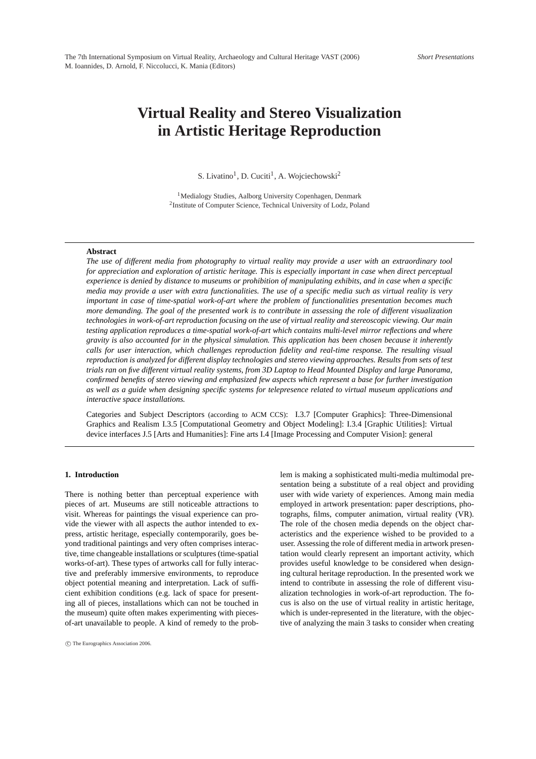# Virtual Reality and Stereo Visualization in Artistic Heritage Reproduction

S. Livatino[1], D. Cuciti[1], A. Wojciechowski[2]

[1]Medialogy Studies, Aalborg University Copenhagen, Denmark
[2]Institute of Computer Science, Technical University of Lodz, Poland

---

**Abstract**

*The use of different media from photography to virtual reality may provide a user with an extraordinary tool for appreciation and exploration of artistic heritage. This is especially important in case when direct perceptual experience is denied by distance to museums or prohibition of manipulating exhibits, and in case when a specific media may provide a user with extra functionalities. The use of a specific media such as virtual reality is very important in case of time-spatial work-of-art where the problem of functionalities presentation becomes much more demanding. The goal of the presented work is to contribute in assessing the role of different visualization technologies in work-of-art reproduction focusing on the use of virtual reality and stereoscopic viewing. Our main testing application reproduces a time-spatial work-of-art which contains multi-level mirror reflections and where gravity is also accounted for in the physical simulation. This application has been chosen because it inherently calls for user interaction, which challenges reproduction fidelity and real-time response. The resulting visual reproduction is analyzed for different display technologies and stereo viewing approaches. Results from sets of test trials ran on five different virtual reality systems, from 3D Laptop to Head Mounted Display and large Panorama, confirmed benefits of stereo viewing and emphasized few aspects which represent a base for further investigation as well as a guide when designing specific systems for telepresence related to virtual museum applications and interactive space installations.*

Categories and Subject Descriptors (according to ACM CCS): I.3.7 [Computer Graphics]: Three-Dimensional Graphics and Realism I.3.5 [Computational Geometry and Object Modeling]: I.3.4 [Graphic Utilities]: Virtual device interfaces J.5 [Arts and Humanities]: Fine arts I.4 [Image Processing and Computer Vision]: general

---

## 1. Introduction

There is nothing better than perceptual experience with pieces of art. Museums are still noticeable attractions to visit. Whereas for paintings the visual experience can provide the viewer with all aspects the author intended to express, artistic heritage, especially contemporarily, goes beyond traditional paintings and very often comprises interactive, time changeable installations or sculptures (time-spatial works-of-art). These types of artworks call for fully interactive and preferably immersive environments, to reproduce object potential meaning and interpretation. Lack of sufficient exhibition conditions (e.g. lack of space for presenting all of pieces, installations which can not be touched in the museum) quite often makes experimenting with pieces-of-art unavailable to people. A kind of remedy to the problem is making a sophisticated multi-media multimodal presentation being a substitute of a real object and providing user with wide variety of experiences. Among main media employed in artwork presentation: paper descriptions, photographs, films, computer animation, virtual reality (VR). The role of the chosen media depends on the object characteristics and the experience wished to be provided to a user. Assessing the role of different media in artwork presentation would clearly represent an important activity, which provides useful knowledge to be considered when designing cultural heritage reproduction. In the presented work we intend to contribute in assessing the role of different visualization technologies in work-of-art reproduction. The focus is also on the use of virtual reality in artistic heritage, which is under-represented in the literature, with the objective of analyzing the main 3 tasks to consider when creating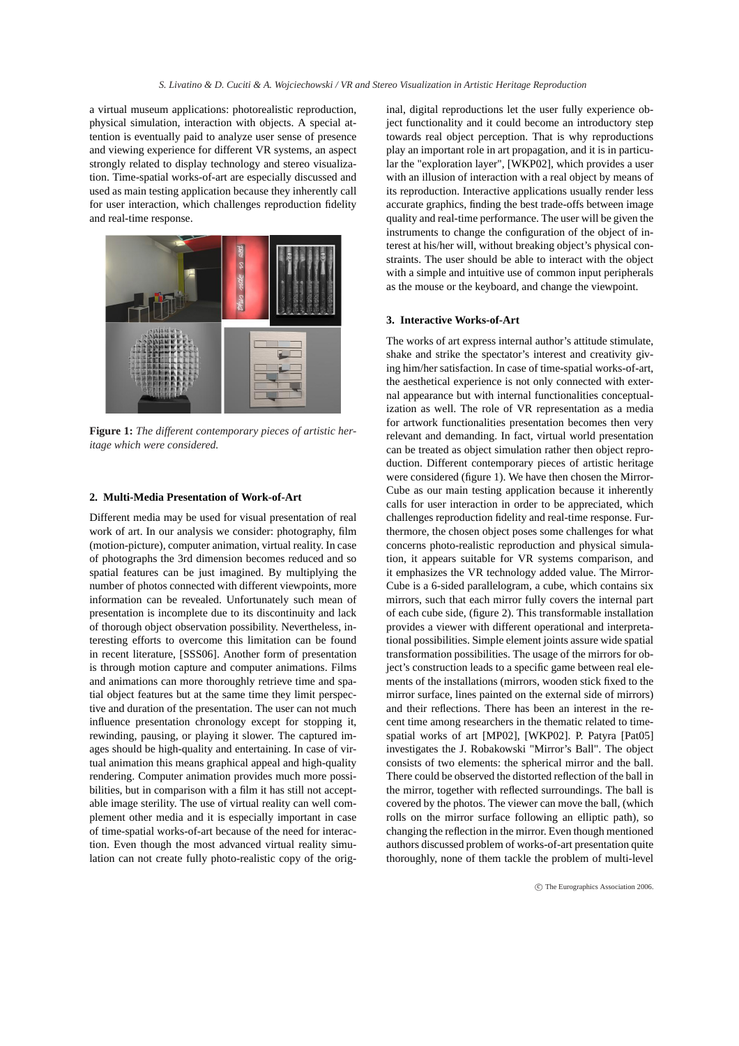a virtual museum applications: photorealistic reproduction, physical simulation, interaction with objects. A special attention is eventually paid to analyze user sense of presence and viewing experience for different VR systems, an aspect strongly related to display technology and stereo visualization. Time-spatial works-of-art are especially discussed and used as main testing application because they inherently call for user interaction, which challenges reproduction fidelity and real-time response.

**Figure 1:** *The different contemporary pieces of artistic heritage which were considered.*

## 2. Multi-Media Presentation of Work-of-Art

Different media may be used for visual presentation of real work of art. In our analysis we consider: photography, film (motion-picture), computer animation, virtual reality. In case of photographs the 3rd dimension becomes reduced and so spatial features can be just imagined. By multiplying the number of photos connected with different viewpoints, more information can be revealed. Unfortunately such mean of presentation is incomplete due to its discontinuity and lack of thorough object observation possibility. Nevertheless, interesting efforts to overcome this limitation can be found in recent literature, [SSS06]. Another form of presentation is through motion capture and computer animations. Films and animations can more thoroughly retrieve time and spatial object features but at the same time they limit perspective and duration of the presentation. The user can not much influence presentation chronology except for stopping it, rewinding, pausing, or playing it slower. The captured images should be high-quality and entertaining. In case of virtual animation this means graphical appeal and high-quality rendering. Computer animation provides much more possibilities, but in comparison with a film it has still not acceptable image sterility. The use of virtual reality can well complement other media and it is especially important in case of time-spatial works-of-art because of the need for interaction. Even though the most advanced virtual reality simulation can not create fully photo-realistic copy of the original, digital reproductions let the user fully experience object functionality and it could become an introductory step towards real object perception. That is why reproductions play an important role in art propagation, and it is in particular the "exploration layer", [WKP02], which provides a user with an illusion of interaction with a real object by means of its reproduction. Interactive applications usually render less accurate graphics, finding the best trade-offs between image quality and real-time performance. The user will be given the instruments to change the configuration of the object of interest at his/her will, without breaking object's physical constraints. The user should be able to interact with the object with a simple and intuitive use of common input peripherals as the mouse or the keyboard, and change the viewpoint.

## 3. Interactive Works-of-Art

The works of art express internal author's attitude stimulate, shake and strike the spectator's interest and creativity giving him/her satisfaction. In case of time-spatial works-of-art, the aesthetical experience is not only connected with external appearance but with internal functionalities conceptualization as well. The role of VR representation as a media for artwork functionalities presentation becomes then very relevant and demanding. In fact, virtual world presentation can be treated as object simulation rather then object reproduction. Different contemporary pieces of artistic heritage were considered (figure 1). We have then chosen the Mirror-Cube as our main testing application because it inherently calls for user interaction in order to be appreciated, which challenges reproduction fidelity and real-time response. Furthermore, the chosen object poses some challenges for what concerns photo-realistic reproduction and physical simulation, it appears suitable for VR systems comparison, and it emphasizes the VR technology added value. The Mirror-Cube is a 6-sided parallelogram, a cube, which contains six mirrors, such that each mirror fully covers the internal part of each cube side, (figure 2). This transformable installation provides a viewer with different operational and interpretational possibilities. Simple element joints assure wide spatial transformation possibilities. The usage of the mirrors for object's construction leads to a specific game between real elements of the installations (mirrors, wooden stick fixed to the mirror surface, lines painted on the external side of mirrors) and their reflections. There has been an interest in the recent time among researchers in the thematic related to time-spatial works of art [MP02], [WKP02]. P. Patyra [Pat05] investigates the J. Robakowski "Mirror's Ball". The object consists of two elements: the spherical mirror and the ball. There could be observed the distorted reflection of the ball in the mirror, together with reflected surroundings. The ball is covered by the photos. The viewer can move the ball, (which rolls on the mirror surface following an elliptic path), so changing the reflection in the mirror. Even though mentioned authors discussed problem of works-of-art presentation quite thoroughly, none of them tackle the problem of multi-level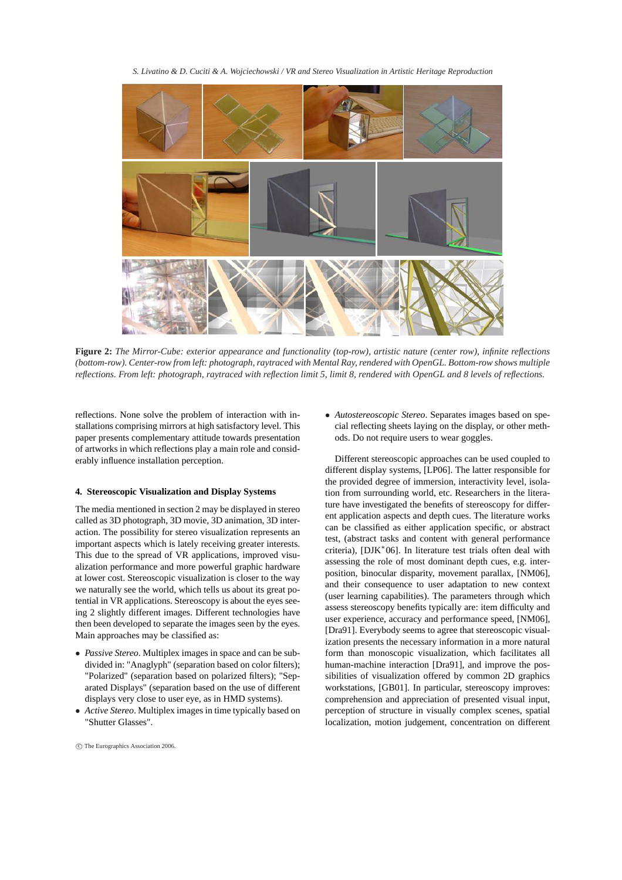**Figure 2:** *The Mirror-Cube: exterior appearance and functionality (top-row), artistic nature (center row), infinite reflections (bottom-row). Center-row from left: photograph, raytraced with Mental Ray, rendered with OpenGL. Bottom-row shows multiple reflections. From left: photograph, raytraced with reflection limit 5, limit 8, rendered with OpenGL and 8 levels of reflections.*

reflections. None solve the problem of interaction with installations comprising mirrors at high satisfactory level. This paper presents complementary attitude towards presentation of artworks in which reflections play a main role and considerably influence installation perception.

#### 4. Stereoscopic Visualization and Display Systems

The media mentioned in section 2 may be displayed in stereo called as 3D photograph, 3D movie, 3D animation, 3D interaction. The possibility for stereo visualization represents an important aspects which is lately receiving greater interests. This due to the spread of VR applications, improved visualization performance and more powerful graphic hardware at lower cost. Stereoscopic visualization is closer to the way we naturally see the world, which tells us about its great potential in VR applications. Stereoscopy is about the eyes seeing 2 slightly different images. Different technologies have then been developed to separate the images seen by the eyes. Main approaches may be classified as:

- *Passive Stereo*. Multiplex images in space and can be subdivided in: "Anaglyph" (separation based on color filters); "Polarized" (separation based on polarized filters); "Separated Displays" (separation based on the use of different displays very close to user eye, as in HMD systems).
- *Active Stereo*. Multiplex images in time typically based on "Shutter Glasses".
- *Autostereoscopic Stereo*. Separates images based on special reflecting sheets laying on the display, or other methods. Do not require users to wear goggles.

Different stereoscopic approaches can be used coupled to different display systems, [LP06]. The latter responsible for the provided degree of immersion, interactivity level, isolation from surrounding world, etc. Researchers in the literature have investigated the benefits of stereoscopy for different application aspects and depth cues. The literature works can be classified as either application specific, or abstract test, (abstract tasks and content with general performance criteria), [DJK*06]. In literature test trials often deal with assessing the role of most dominant depth cues, e.g. interposition, binocular disparity, movement parallax, [NM06], and their consequence to user adaptation to new context (user learning capabilities). The parameters through which assess stereoscopy benefits typically are: item difficulty and user experience, accuracy and performance speed, [NM06], [Dra91]. Everybody seems to agree that stereoscopic visualization presents the necessary information in a more natural form than monoscopic visualization, which facilitates all human-machine interaction [Dra91], and improve the possibilities of visualization offered by common 2D graphics workstations, [GB01]. In particular, stereoscopy improves: comprehension and appreciation of presented visual input, perception of structure in visually complex scenes, spatial localization, motion judgement, concentration on different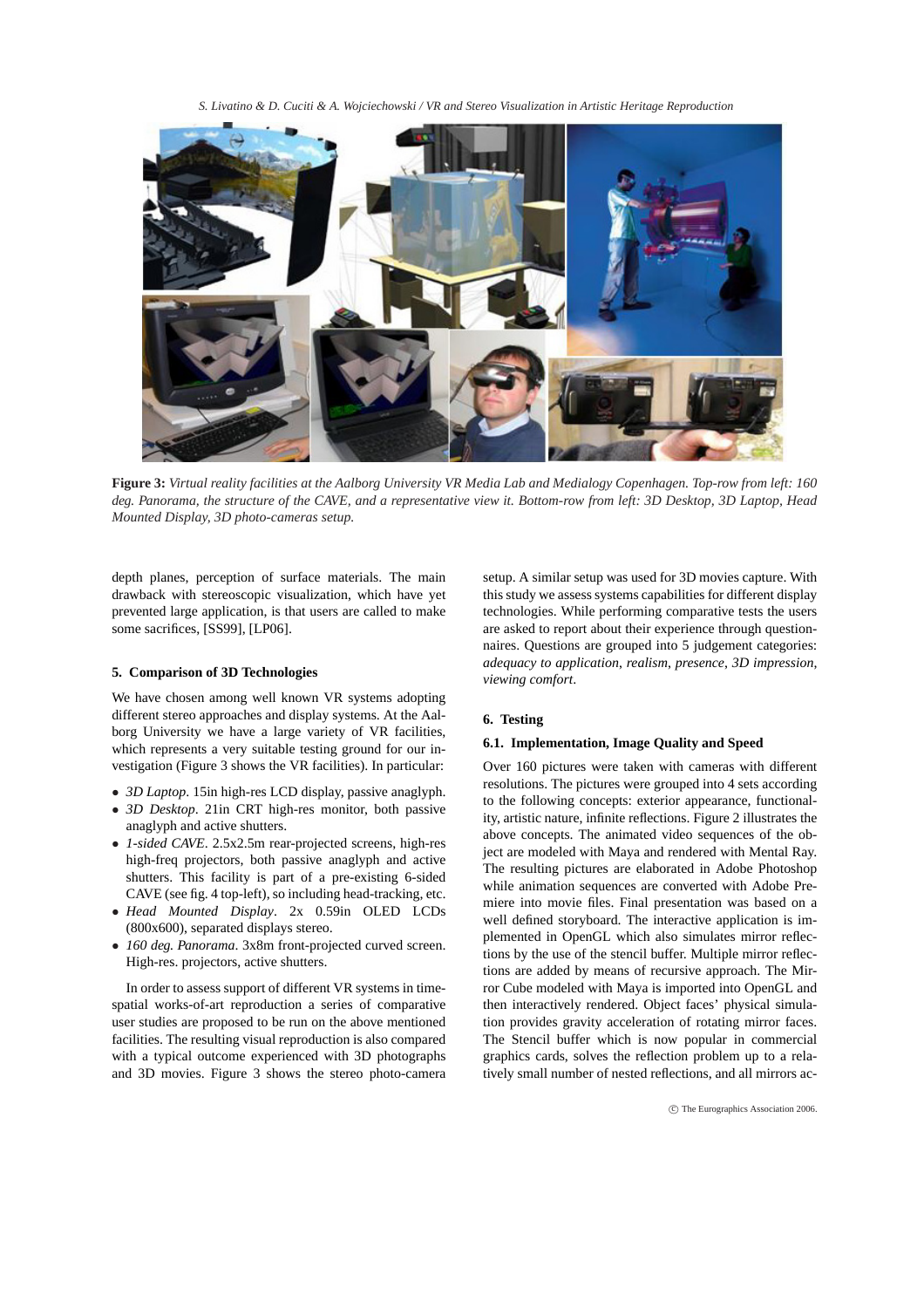**Figure 3:** *Virtual reality facilities at the Aalborg University VR Media Lab and Medialogy Copenhagen. Top-row from left: 160 deg. Panorama, the structure of the CAVE, and a representative view it. Bottom-row from left: 3D Desktop, 3D Laptop, Head Mounted Display, 3D photo-cameras setup.*

depth planes, perception of surface materials. The main drawback with stereoscopic visualization, which have yet prevented large application, is that users are called to make some sacrifices, [SS99], [LP06].

### 5. Comparison of 3D Technologies

We have chosen among well known VR systems adopting different stereo approaches and display systems. At the Aalborg University we have a large variety of VR facilities, which represents a very suitable testing ground for our investigation (Figure 3 shows the VR facilities). In particular:

- *3D Laptop*. 15in high-res LCD display, passive anaglyph.
- *3D Desktop*. 21in CRT high-res monitor, both passive anaglyph and active shutters.
- *1-sided CAVE*. 2.5x2.5m rear-projected screens, high-res high-freq projectors, both passive anaglyph and active shutters. This facility is part of a pre-existing 6-sided CAVE (see fig. 4 top-left), so including head-tracking, etc.
- *Head Mounted Display*. 2x 0.59in OLED LCDs (800x600), separated displays stereo.
- *160 deg. Panorama*. 3x8m front-projected curved screen. High-res. projectors, active shutters.

In order to assess support of different VR systems in time-spatial works-of-art reproduction a series of comparative user studies are proposed to be run on the above mentioned facilities. The resulting visual reproduction is also compared with a typical outcome experienced with 3D photographs and 3D movies. Figure 3 shows the stereo photo-camera setup. A similar setup was used for 3D movies capture. With this study we assess systems capabilities for different display technologies. While performing comparative tests the users are asked to report about their experience through questionnaires. Questions are grouped into 5 judgement categories: *adequacy to application*, *realism*, *presence*, *3D impression*, *viewing comfort*.

### 6. Testing

#### 6.1. Implementation, Image Quality and Speed

Over 160 pictures were taken with cameras with different resolutions. The pictures were grouped into 4 sets according to the following concepts: exterior appearance, functionality, artistic nature, infinite reflections. Figure 2 illustrates the above concepts. The animated video sequences of the object are modeled with Maya and rendered with Mental Ray. The resulting pictures are elaborated in Adobe Photoshop while animation sequences are converted with Adobe Premiere into movie files. Final presentation was based on a well defined storyboard. The interactive application is implemented in OpenGL which also simulates mirror reflections by the use of the stencil buffer. Multiple mirror reflections are added by means of recursive approach. The Mirror Cube modeled with Maya is imported into OpenGL and then interactively rendered. Object faces' physical simulation provides gravity acceleration of rotating mirror faces. The Stencil buffer which is now popular in commercial graphics cards, solves the reflection problem up to a relatively small number of nested reflections, and all mirrors ac-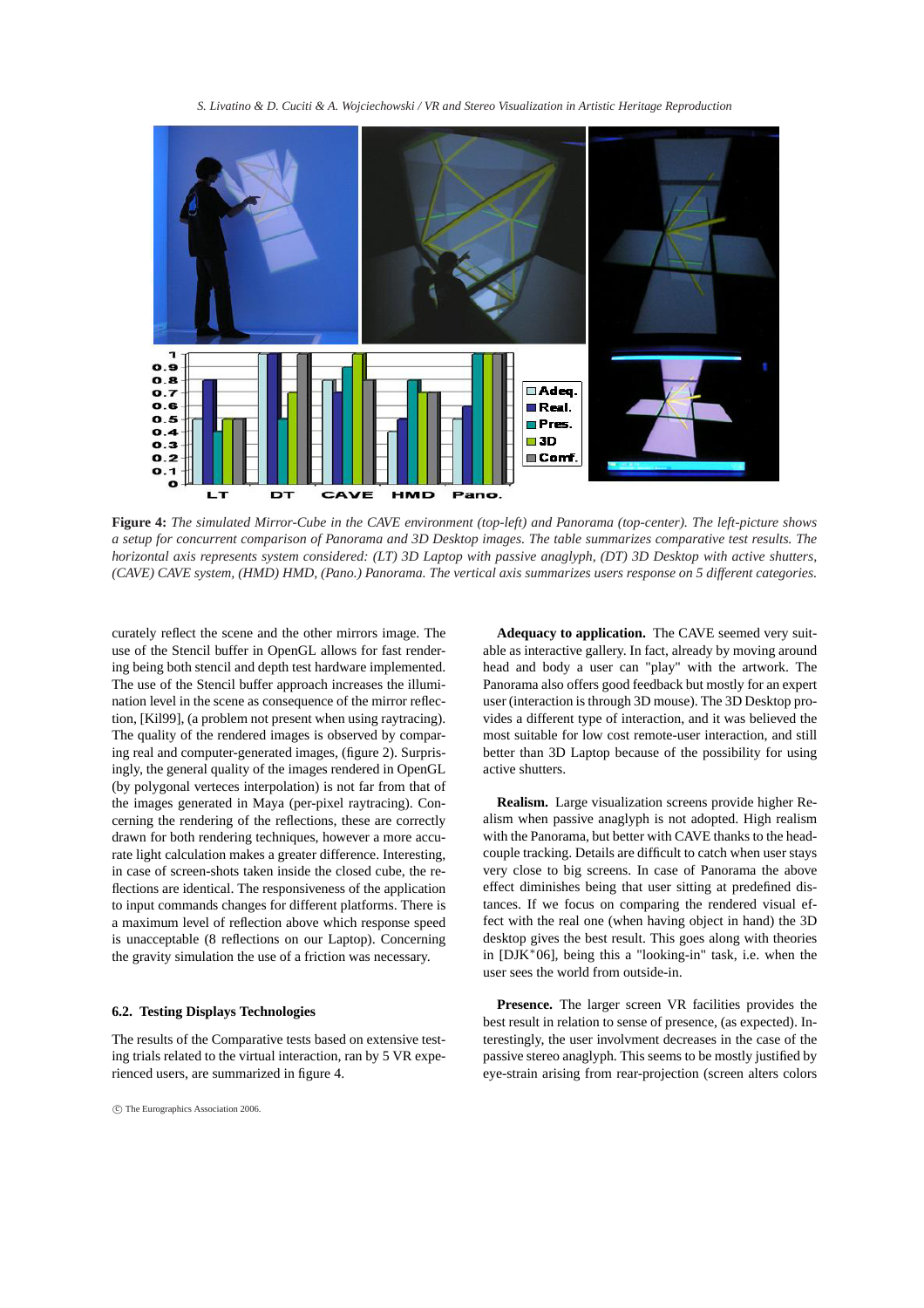**Figure 4:** *The simulated Mirror-Cube in the CAVE environment (top-left) and Panorama (top-center). The left-picture shows a setup for concurrent comparison of Panorama and 3D Desktop images. The table summarizes comparative test results. The horizontal axis represents system considered: (LT) 3D Laptop with passive anaglyph, (DT) 3D Desktop with active shutters, (CAVE) CAVE system, (HMD) HMD, (Pano.) Panorama. The vertical axis summarizes users response on 5 different categories.*

curately reflect the scene and the other mirrors image. The use of the Stencil buffer in OpenGL allows for fast rendering being both stencil and depth test hardware implemented. The use of the Stencil buffer approach increases the illumination level in the scene as consequence of the mirror reflection, [Kil99], (a problem not present when using raytracing). The quality of the rendered images is observed by comparing real and computer-generated images, (figure 2). Surprisingly, the general quality of the images rendered in OpenGL (by polygonal verteces interpolation) is not far from that of the images generated in Maya (per-pixel raytracing). Concerning the rendering of the reflections, these are correctly drawn for both rendering techniques, however a more accurate light calculation makes a greater difference. Interesting, in case of screen-shots taken inside the closed cube, the reflections are identical. The responsiveness of the application to input commands changes for different platforms. There is a maximum level of reflection above which response speed is unacceptable (8 reflections on our Laptop). Concerning the gravity simulation the use of a friction was necessary.

### 6.2. Testing Displays Technologies

The results of the Comparative tests based on extensive testing trials related to the virtual interaction, ran by 5 VR experienced users, are summarized in figure 4.

**Adequacy to application.** The CAVE seemed very suitable as interactive gallery. In fact, already by moving around head and body a user can "play" with the artwork. The Panorama also offers good feedback but mostly for an expert user (interaction is through 3D mouse). The 3D Desktop provides a different type of interaction, and it was believed the most suitable for low cost remote-user interaction, and still better than 3D Laptop because of the possibility for using active shutters.

**Realism.** Large visualization screens provide higher Realism when passive anaglyph is not adopted. High realism with the Panorama, but better with CAVE thanks to the head-couple tracking. Details are difficult to catch when user stays very close to big screens. In case of Panorama the above effect diminishes being that user sitting at predefined distances. If we focus on comparing the rendered visual effect with the real one (when having object in hand) the 3D desktop gives the best result. This goes along with theories in [DJK*06], being this a "looking-in" task, i.e. when the user sees the world from outside-in.

**Presence.** The larger screen VR facilities provides the best result in relation to sense of presence, (as expected). Interestingly, the user involvment decreases in the case of the passive stereo anaglyph. This seems to be mostly justified by eye-strain arising from rear-projection (screen alters colors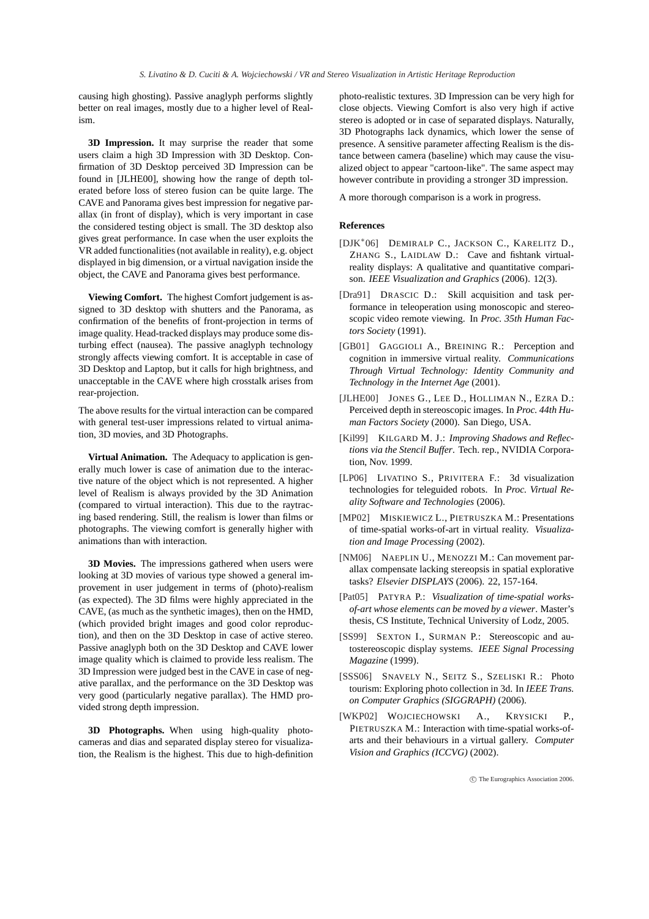causing high ghosting). Passive anaglyph performs slightly better on real images, mostly due to a higher level of Realism.

**3D Impression.** It may surprise the reader that some users claim a high 3D Impression with 3D Desktop. Confirmation of 3D Desktop perceived 3D Impression can be found in [JLHE00], showing how the range of depth tolerated before loss of stereo fusion can be quite large. The CAVE and Panorama gives best impression for negative parallax (in front of display), which is very important in case the considered testing object is small. The 3D desktop also gives great performance. In case when the user exploits the VR added functionalities (not available in reality), e.g. object displayed in big dimension, or a virtual navigation inside the object, the CAVE and Panorama gives best performance.

**Viewing Comfort.** The highest Comfort judgement is assigned to 3D desktop with shutters and the Panorama, as confirmation of the benefits of front-projection in terms of image quality. Head-tracked displays may produce some disturbing effect (nausea). The passive anaglyph technology strongly affects viewing comfort. It is acceptable in case of 3D Desktop and Laptop, but it calls for high brightness, and unacceptable in the CAVE where high crosstalk arises from rear-projection.

The above results for the virtual interaction can be compared with general test-user impressions related to virtual animation, 3D movies, and 3D Photographs.

**Virtual Animation.** The Adequacy to application is generally much lower is case of animation due to the interactive nature of the object which is not represented. A higher level of Realism is always provided by the 3D Animation (compared to virtual interaction). This due to the raytracing based rendering. Still, the realism is lower than films or photographs. The viewing comfort is generally higher with animations than with interaction.

**3D Movies.** The impressions gathered when users were looking at 3D movies of various type showed a general improvement in user judgement in terms of (photo)-realism (as expected). The 3D films were highly appreciated in the CAVE, (as much as the synthetic images), then on the HMD, (which provided bright images and good color reproduction), and then on the 3D Desktop in case of active stereo. Passive anaglyph both on the 3D Desktop and CAVE lower image quality which is claimed to provide less realism. The 3D Impression were judged best in the CAVE in case of negative parallax, and the performance on the 3D Desktop was very good (particularly negative parallax). The HMD provided strong depth impression.

**3D Photographs.** When using high-quality photo-cameras and dias and separated display stereo for visualization, the Realism is the highest. This due to high-definition photo-realistic textures. 3D Impression can be very high for close objects. Viewing Comfort is also very high if active stereo is adopted or in case of separated displays. Naturally, 3D Photographs lack dynamics, which lower the sense of presence. A sensitive parameter affecting Realism is the distance between camera (baseline) which may cause the visualized object to appear "cartoon-like". The same aspect may however contribute in providing a stronger 3D impression.

A more thorough comparison is a work in progress.

## References

[DJK*06] Demiralp C., Jackson C., Karelitz D., Zhang S., Laidlaw D.: Cave and fishtank virtual-reality displays: A qualitative and quantitative comparison. *IEEE Visualization and Graphics* (2006). 12(3).

[Dra91] Drascic D.: Skill acquisition and task performance in teleoperation using monoscopic and stereoscopic video remote viewing. In *Proc. 35th Human Factors Society* (1991).

[GB01] Gaggioli A., Breining R.: Perception and cognition in immersive virtual reality. *Communications Through Virtual Technology: Identity Community and Technology in the Internet Age* (2001).

[JLHE00] Jones G., Lee D., Holliman N., Ezra D.: Perceived depth in stereoscopic images. In *Proc. 44th Human Factors Society* (2000). San Diego, USA.

[Kil99] Kilgard M. J.: *Improving Shadows and Reflections via the Stencil Buffer*. Tech. rep., NVIDIA Corporation, Nov. 1999.

[LP06] Livatino S., Privitera F.: 3d visualization technologies for teleguided robots. In *Proc. Virtual Reality Software and Technologies* (2006).

[MP02] Miskiewicz L., Pietruszka M.: Presentations of time-spatial works-of-art in virtual reality. *Visualization and Image Processing* (2002).

[NM06] Naeplin U., Menozzi M.: Can movement parallax compensate lacking stereopsis in spatial explorative tasks? *Elsevier DISPLAYS* (2006). 22, 157-164.

[Pat05] Patyra P.: *Visualization of time-spatial works-of-art whose elements can be moved by a viewer*. Master's thesis, CS Institute, Technical University of Lodz, 2005.

[SS99] Sexton I., Surman P.: Stereoscopic and autostereoscopic display systems. *IEEE Signal Processing Magazine* (1999).

[SSS06] Snavely N., Seitz S., Szeliski R.: Photo tourism: Exploring photo collection in 3d. In *IEEE Trans. on Computer Graphics (SIGGRAPH)* (2006).

[WKP02] Wojciechowski A., Krysicki P., Pietruszka M.: Interaction with time-spatial works-of-arts and their behaviours in a virtual gallery. *Computer Vision and Graphics (ICCVG)* (2002).